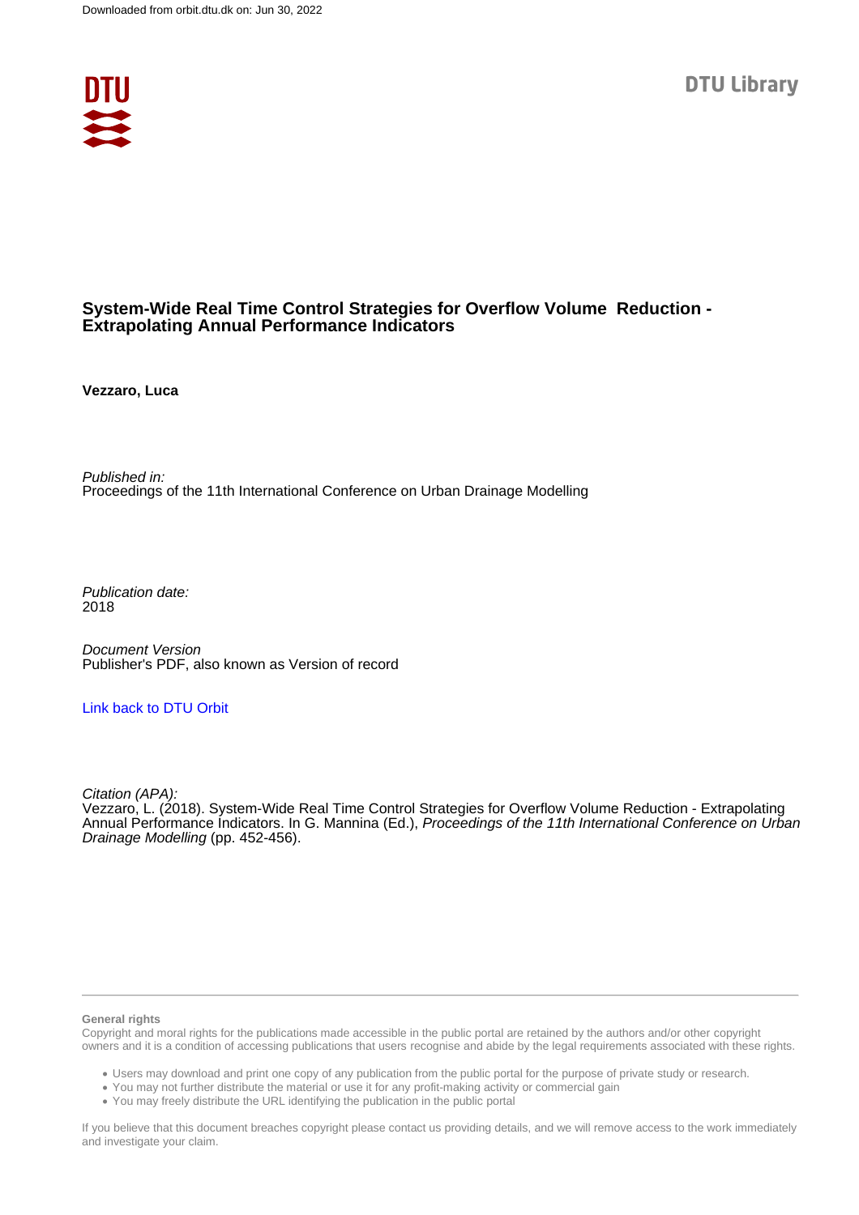Downloaded from orbit.dtu.dk on: Jun 30, 2022

DTU Library

# System-Wide Real Time Control Strategies for Overflow Volume Reduction - Extrapolating Annual Performance Indicators

**Vezzaro, Luca**

*Published in:*
Proceedings of the 11th International Conference on Urban Drainage Modelling

*Publication date:*
2018

*Document Version*
Publisher's PDF, also known as Version of record

[Link back to DTU Orbit]

*Citation (APA):*
Vezzaro, L. (2018). System-Wide Real Time Control Strategies for Overflow Volume Reduction - Extrapolating Annual Performance Indicators. In G. Mannina (Ed.), *Proceedings of the 11th International Conference on Urban Drainage Modelling* (pp. 452-456).

**General rights**
Copyright and moral rights for the publications made accessible in the public portal are retained by the authors and/or other copyright owners and it is a condition of accessing publications that users recognise and abide by the legal requirements associated with these rights.

- Users may download and print one copy of any publication from the public portal for the purpose of private study or research.
- You may not further distribute the material or use it for any profit-making activity or commercial gain
- You may freely distribute the URL identifying the publication in the public portal

If you believe that this document breaches copyright please contact us providing details, and we will remove access to the work immediately and investigate your claim.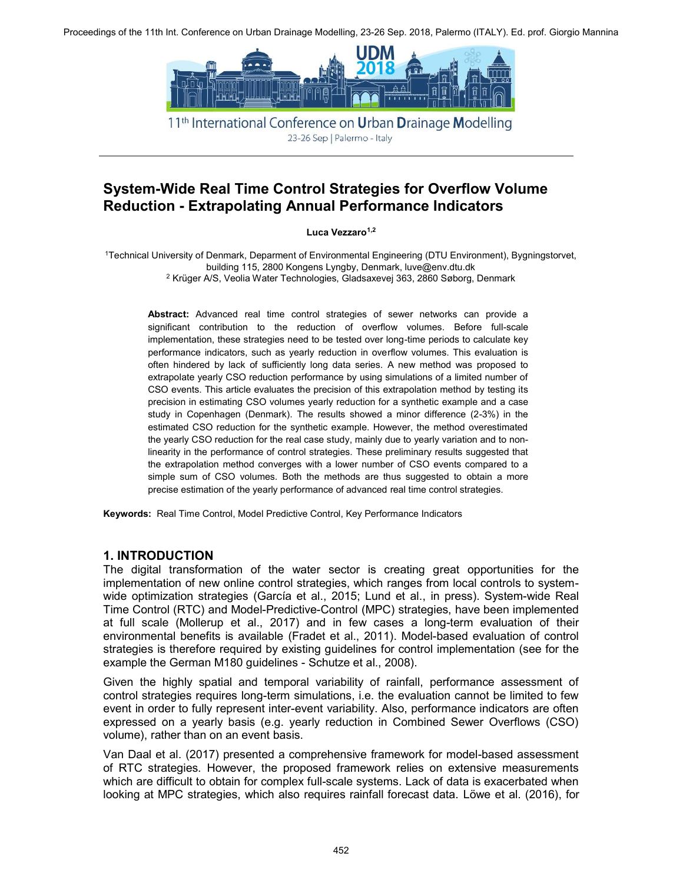# System-Wide Real Time Control Strategies for Overflow Volume Reduction - Extrapolating Annual Performance Indicators

**Luca Vezzaro[1,2]**

[1]Technical University of Denmark, Deparment of Environmental Engineering (DTU Environment), Bygningstorvet, building 115, 2800 Kongens Lyngby, Denmark, luve@env.dtu.dk
[2] Krüger A/S, Veolia Water Technologies, Gladsaxevej 363, 2860 Søborg, Denmark

**Abstract:** Advanced real time control strategies of sewer networks can provide a significant contribution to the reduction of overflow volumes. Before full-scale implementation, these strategies need to be tested over long-time periods to calculate key performance indicators, such as yearly reduction in overflow volumes. This evaluation is often hindered by lack of sufficiently long data series. A new method was proposed to extrapolate yearly CSO reduction performance by using simulations of a limited number of CSO events. This article evaluates the precision of this extrapolation method by testing its precision in estimating CSO volumes yearly reduction for a synthetic example and a case study in Copenhagen (Denmark). The results showed a minor difference (2-3%) in the estimated CSO reduction for the synthetic example. However, the method overestimated the yearly CSO reduction for the real case study, mainly due to yearly variation and to non-linearity in the performance of control strategies. These preliminary results suggested that the extrapolation method converges with a lower number of CSO events compared to a simple sum of CSO volumes. Both the methods are thus suggested to obtain a more precise estimation of the yearly performance of advanced real time control strategies.

**Keywords:** Real Time Control, Model Predictive Control, Key Performance Indicators

## 1. INTRODUCTION

The digital transformation of the water sector is creating great opportunities for the implementation of new online control strategies, which ranges from local controls to system-wide optimization strategies (García et al., 2015; Lund et al., in press). System-wide Real Time Control (RTC) and Model-Predictive-Control (MPC) strategies, have been implemented at full scale (Mollerup et al., 2017) and in few cases a long-term evaluation of their environmental benefits is available (Fradet et al., 2011). Model-based evaluation of control strategies is therefore required by existing guidelines for control implementation (see for the example the German M180 guidelines - Schutze et al., 2008).

Given the highly spatial and temporal variability of rainfall, performance assessment of control strategies requires long-term simulations, i.e. the evaluation cannot be limited to few event in order to fully represent inter-event variability. Also, performance indicators are often expressed on a yearly basis (e.g. yearly reduction in Combined Sewer Overflows (CSO) volume), rather than on an event basis.

Van Daal et al. (2017) presented a comprehensive framework for model-based assessment of RTC strategies. However, the proposed framework relies on extensive measurements which are difficult to obtain for complex full-scale systems. Lack of data is exacerbated when looking at MPC strategies, which also requires rainfall forecast data. Löwe et al. (2016), for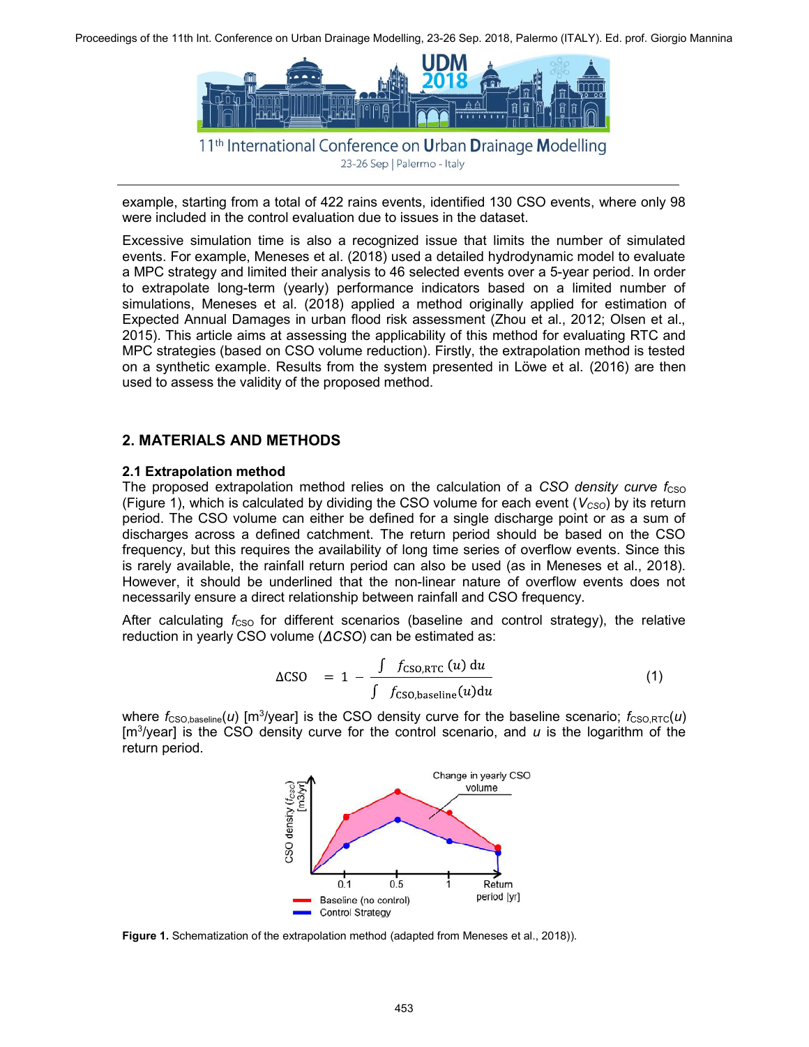example, starting from a total of 422 rains events, identified 130 CSO events, where only 98 were included in the control evaluation due to issues in the dataset.

Excessive simulation time is also a recognized issue that limits the number of simulated events. For example, Meneses et al. (2018) used a detailed hydrodynamic model to evaluate a MPC strategy and limited their analysis to 46 selected events over a 5-year period. In order to extrapolate long-term (yearly) performance indicators based on a limited number of simulations, Meneses et al. (2018) applied a method originally applied for estimation of Expected Annual Damages in urban flood risk assessment (Zhou et al., 2012; Olsen et al., 2015). This article aims at assessing the applicability of this method for evaluating RTC and MPC strategies (based on CSO volume reduction). Firstly, the extrapolation method is tested on a synthetic example. Results from the system presented in Löwe et al. (2016) are then used to assess the validity of the proposed method.

## 2. MATERIALS AND METHODS

### 2.1 Extrapolation method

The proposed extrapolation method relies on the calculation of a *CSO density curve* $f_{CSO}$ (Figure 1), which is calculated by dividing the CSO volume for each event ($V_{CSO}$) by its return period. The CSO volume can either be defined for a single discharge point or as a sum of discharges across a defined catchment. The return period should be based on the CSO frequency, but this requires the availability of long time series of overflow events. Since this is rarely available, the rainfall return period can also be used (as in Meneses et al., 2018). However, it should be underlined that the non-linear nature of overflow events does not necessarily ensure a direct relationship between rainfall and CSO frequency.

After calculating $f_{CSO}$ for different scenarios (baseline and control strategy), the relative reduction in yearly CSO volume ($\Delta CSO$) can be estimated as:

$$\Delta \mathrm{CSO} = 1 - \frac{\int f_{\mathrm{CSO,RTC}}(u)\,\mathrm{d}u}{\int f_{\mathrm{CSO,baseline}}(u)\mathrm{d}u} \tag{1}$$

where $f_{CSO,baseline}(u)$ [m$^3$/year] is the CSO density curve for the baseline scenario; $f_{CSO,RTC}(u)$ [m$^3$/year] is the CSO density curve for the control scenario, and $u$ is the logarithm of the return period.

**Figure 1.** Schematization of the extrapolation method (adapted from Meneses et al., 2018)).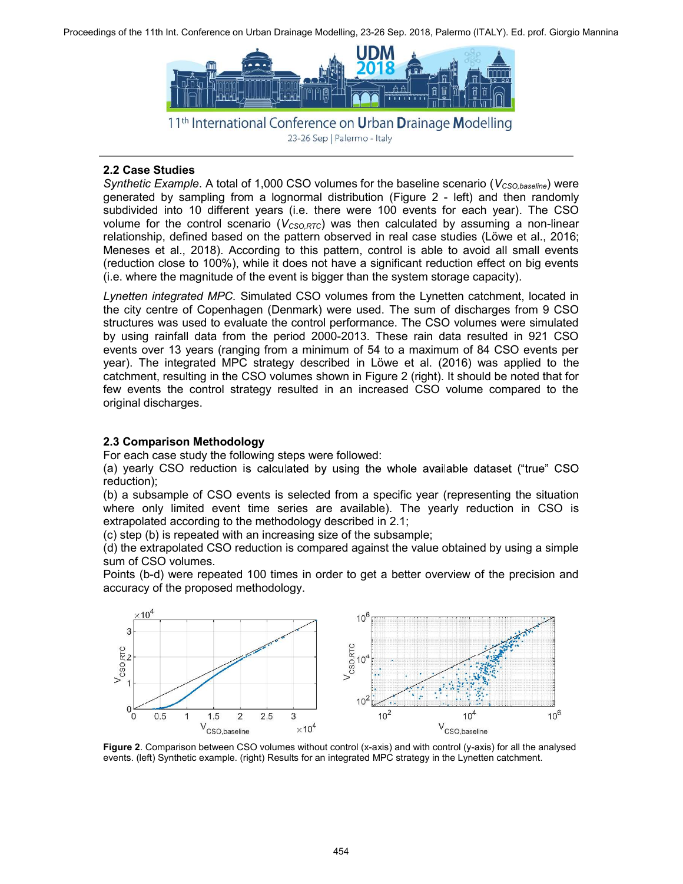### 2.2 Case Studies

*Synthetic Example*. A total of 1,000 CSO volumes for the baseline scenario ($V_{CSO,baseline}$) were generated by sampling from a lognormal distribution (Figure 2 - left) and then randomly subdivided into 10 different years (i.e. there were 100 events for each year). The CSO volume for the control scenario ($V_{CSO,RTC}$) was then calculated by assuming a non-linear relationship, defined based on the pattern observed in real case studies (Löwe et al., 2016; Meneses et al., 2018). According to this pattern, control is able to avoid all small events (reduction close to 100%), while it does not have a significant reduction effect on big events (i.e. where the magnitude of the event is bigger than the system storage capacity).

*Lynetten integrated MPC.* Simulated CSO volumes from the Lynetten catchment, located in the city centre of Copenhagen (Denmark) were used. The sum of discharges from 9 CSO structures was used to evaluate the control performance. The CSO volumes were simulated by using rainfall data from the period 2000-2013. These rain data resulted in 921 CSO events over 13 years (ranging from a minimum of 54 to a maximum of 84 CSO events per year). The integrated MPC strategy described in Löwe et al. (2016) was applied to the catchment, resulting in the CSO volumes shown in Figure 2 (right). It should be noted that for few events the control strategy resulted in an increased CSO volume compared to the original discharges.

### 2.3 Comparison Methodology

For each case study the following steps were followed:

(a) yearly CSO reduction is calculated by using the whole available dataset ("true" CSO reduction);

(b) a subsample of CSO events is selected from a specific year (representing the situation where only limited event time series are available). The yearly reduction in CSO is extrapolated according to the methodology described in 2.1;

(c) step (b) is repeated with an increasing size of the subsample;

(d) the extrapolated CSO reduction is compared against the value obtained by using a simple sum of CSO volumes.

Points (b-d) were repeated 100 times in order to get a better overview of the precision and accuracy of the proposed methodology.

**Figure 2**. Comparison between CSO volumes without control (x-axis) and with control (y-axis) for all the analysed events. (left) Synthetic example. (right) Results for an integrated MPC strategy in the Lynetten catchment.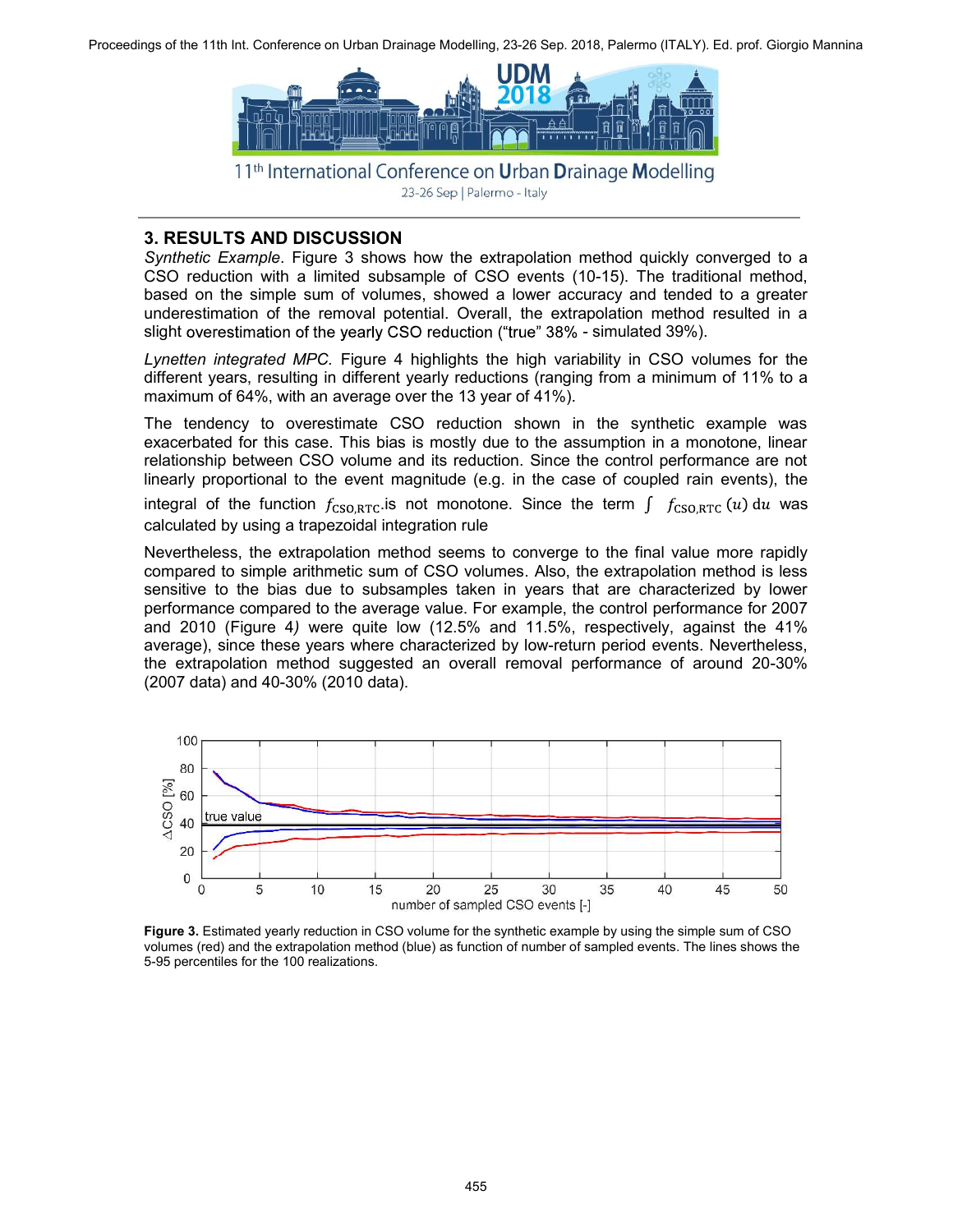## 3. RESULTS AND DISCUSSION

*Synthetic Example*. Figure 3 shows how the extrapolation method quickly converged to a CSO reduction with a limited subsample of CSO events (10-15). The traditional method, based on the simple sum of volumes, showed a lower accuracy and tended to a greater underestimation of the removal potential. Overall, the extrapolation method resulted in a slight overestimation of the yearly CSO reduction ("true" 38% - simulated 39%).

*Lynetten integrated MPC.* Figure 4 highlights the high variability in CSO volumes for the different years, resulting in different yearly reductions (ranging from a minimum of 11% to a maximum of 64%, with an average over the 13 year of 41%).

The tendency to overestimate CSO reduction shown in the synthetic example was exacerbated for this case. This bias is mostly due to the assumption in a monotone, linear relationship between CSO volume and its reduction. Since the control performance are not linearly proportional to the event magnitude (e.g. in the case of coupled rain events), the integral of the function $f_{\mathrm{CSO,RTC}}$.is not monotone. Since the term $\int f_{\mathrm{CSO,RTC}}(u)\,\mathrm{d}u$ was calculated by using a trapezoidal integration rule

Nevertheless, the extrapolation method seems to converge to the final value more rapidly compared to simple arithmetic sum of CSO volumes. Also, the extrapolation method is less sensitive to the bias due to subsamples taken in years that are characterized by lower performance compared to the average value. For example, the control performance for 2007 and 2010 (Figure 4*)* were quite low (12.5% and 11.5%, respectively, against the 41% average), since these years where characterized by low-return period events. Nevertheless, the extrapolation method suggested an overall removal performance of around 20-30% (2007 data) and 40-30% (2010 data).

**Figure 3.** Estimated yearly reduction in CSO volume for the synthetic example by using the simple sum of CSO volumes (red) and the extrapolation method (blue) as function of number of sampled events. The lines shows the 5-95 percentiles for the 100 realizations.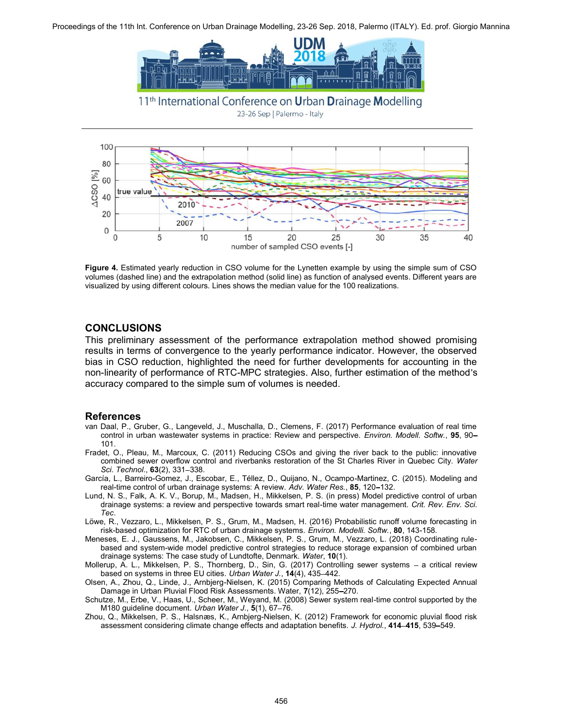100
80
60
40
20
0
ΔCSO [%]
true value
2010
2007
0 5 10 15 20 25 30 35 40
number of sampled CSO events [-]

**Figure 4.** Estimated yearly reduction in CSO volume for the Lynetten example by using the simple sum of CSO volumes (dashed line) and the extrapolation method (solid line) as function of analysed events. Different years are visualized by using different colours. Lines shows the median value for the 100 realizations.

## CONCLUSIONS

This preliminary assessment of the performance extrapolation method showed promising results in terms of convergence to the yearly performance indicator. However, the observed bias in CSO reduction, highlighted the need for further developments for accounting in the non-linearity of performance of RTC-MPC strategies. Also, further estimation of the method's accuracy compared to the simple sum of volumes is needed.

## References

van Daal, P., Gruber, G., Langeveld, J., Muschalla, D., Clemens, F. (2017) Performance evaluation of real time control in urban wastewater systems in practice: Review and perspective. *Environ. Modell. Softw.*, **95**, 90–101.

Fradet, O., Pleau, M., Marcoux, C. (2011) Reducing CSOs and giving the river back to the public: innovative combined sewer overflow control and riverbanks restoration of the St Charles River in Quebec City. *Water Sci. Technol.*, **63**(2), 331–338.

García, L., Barreiro-Gomez, J., Escobar, E., Téllez, D., Quijano, N., Ocampo-Martinez, C. (2015). Modeling and real-time control of urban drainage systems: A review. *Adv. Water Res.*, **85**, 120–132.

Lund, N. S., Falk, A. K. V., Borup, M., Madsen, H., Mikkelsen, P. S. (in press) Model predictive control of urban drainage systems: a review and perspective towards smart real-time water management. *Crit. Rev. Env. Sci. Tec.*

Löwe, R., Vezzaro, L., Mikkelsen, P. S., Grum, M., Madsen, H. (2016) Probabilistic runoff volume forecasting in risk-based optimization for RTC of urban drainage systems. *Environ. Modelli. Softw.*, **80**, 143-158.

Meneses, E. J., Gaussens, M., Jakobsen, C., Mikkelsen, P. S., Grum, M., Vezzaro, L. (2018) Coordinating rule-based and system-wide model predictive control strategies to reduce storage expansion of combined urban drainage systems: The case study of Lundtofte, Denmark. *Water*, **10**(1).

Mollerup, A. L., Mikkelsen, P. S., Thornberg, D., Sin, G. (2017) Controlling sewer systems – a critical review based on systems in three EU cities. *Urban Water J.*, **14**(4), 435–442.

Olsen, A., Zhou, Q., Linde, J., Arnbjerg-Nielsen, K. (2015) Comparing Methods of Calculating Expected Annual Damage in Urban Pluvial Flood Risk Assessments. Water, **7**(12), 255–270.

Schutze, M., Erbe, V., Haas, U., Scheer, M., Weyand, M. (2008) Sewer system real-time control supported by the M180 guideline document. *Urban Water J.*, **5**(1), 67–76.

Zhou, Q., Mikkelsen, P. S., Halsnæs, K., Arnbjerg-Nielsen, K. (2012) Framework for economic pluvial flood risk assessment considering climate change effects and adaptation benefits. *J. Hydrol.*, **414**–**415**, 539–549.